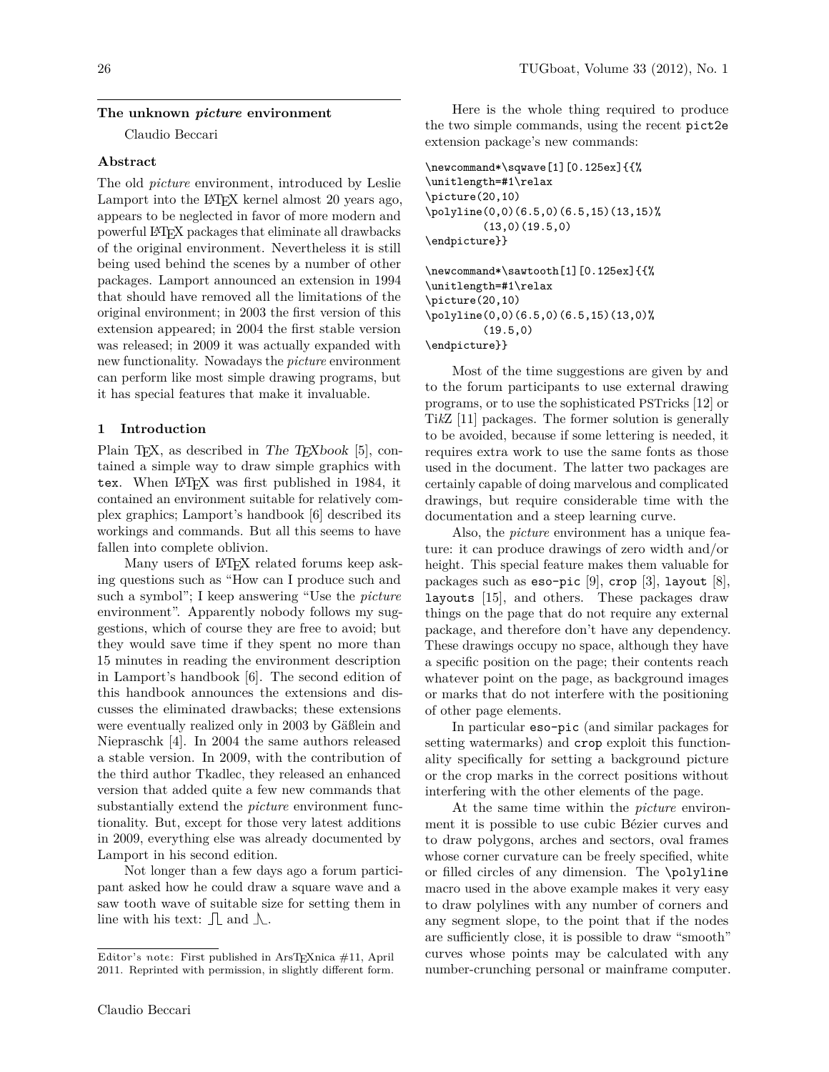## The unknown *picture* environment

Claudio Beccari

### Abstract

The old *picture* environment, introduced by Leslie Lamport into the LaTeX kernel almost 20 years ago, appears to be neglected in favor of more modern and powerful LaTeX packages that eliminate all drawbacks of the original environment. Nevertheless it is still being used behind the scenes by a number of other packages. Lamport announced an extension in 1994 that should have removed all the limitations of the original environment; in 2003 the first version of this extension appeared; in 2004 the first stable version was released; in 2009 it was actually expanded with new functionality. Nowadays the *picture* environment can perform like most simple drawing programs, but it has special features that make it invaluable.

### 1 Introduction

Plain TeX, as described in *The TeXbook* [5], contained a simple way to draw simple graphics with `tex`. When LaTeX was first published in 1984, it contained an environment suitable for relatively complex graphics; Lamport's handbook [6] described its workings and commands. But all this seems to have fallen into complete oblivion.

Many users of LaTeX related forums keep asking questions such as "How can I produce such and such a symbol"; I keep answering "Use the *picture* environment". Apparently nobody follows my suggestions, which of course they are free to avoid; but they would save time if they spent no more than 15 minutes in reading the environment description in Lamport's handbook [6]. The second edition of this handbook announces the extensions and discusses the eliminated drawbacks; these extensions were eventually realized only in 2003 by Gäßlein and Niepraschk [4]. In 2004 the same authors released a stable version. In 2009, with the contribution of the third author Tkadlec, they released an enhanced version that added quite a few new commands that substantially extend the *picture* environment functionality. But, except for those very latest additions in 2009, everything else was already documented by Lamport in his second edition.

Not longer than a few days ago a forum participant asked how he could draw a square wave and a saw tooth wave of suitable size for setting them in line with his text: ⎍ and ⋀.

Editor's note: First published in ArsTeXnica #11, April 2011. Reprinted with permission, in slightly different form.

Here is the whole thing required to produce the two simple commands, using the recent `pict2e` extension package's new commands:

```
\newcommand*\sqwave[1][0.125ex]{{%
\unitlength=#1\relax
\picture(20,10)
\polyline(0,0)(6.5,0)(6.5,15)(13,15)%
         (13,0)(19.5,0)
\endpicture}}

\newcommand*\sawtooth[1][0.125ex]{{%
\unitlength=#1\relax
\picture(20,10)
\polyline(0,0)(6.5,0)(6.5,15)(13,0)%
         (19.5,0)
\endpicture}}
```

Most of the time suggestions are given by and to the forum participants to use external drawing programs, or to use the sophisticated PSTricks [12] or Ti*k*Z [11] packages. The former solution is generally to be avoided, because if some lettering is needed, it requires extra work to use the same fonts as those used in the document. The latter two packages are certainly capable of doing marvelous and complicated drawings, but require considerable time with the documentation and a steep learning curve.

Also, the *picture* environment has a unique feature: it can produce drawings of zero width and/or height. This special feature makes them valuable for packages such as `eso-pic` [9], `crop` [3], `layout` [8], `layouts` [15], and others. These packages draw things on the page that do not require any external package, and therefore don't have any dependency. These drawings occupy no space, although they have a specific position on the page; their contents reach whatever point on the page, as background images or marks that do not interfere with the positioning of other page elements.

In particular `eso-pic` (and similar packages for setting watermarks) and `crop` exploit this functionality specifically for setting a background picture or the crop marks in the correct positions without interfering with the other elements of the page.

At the same time within the *picture* environment it is possible to use cubic Bézier curves and to draw polygons, arches and sectors, oval frames whose corner curvature can be freely specified, white or filled circles of any dimension. The `\polyline` macro used in the above example makes it very easy to draw polylines with any number of corners and any segment slope, to the point that if the nodes are sufficiently close, it is possible to draw "smooth" curves whose points may be calculated with any number-crunching personal or mainframe computer.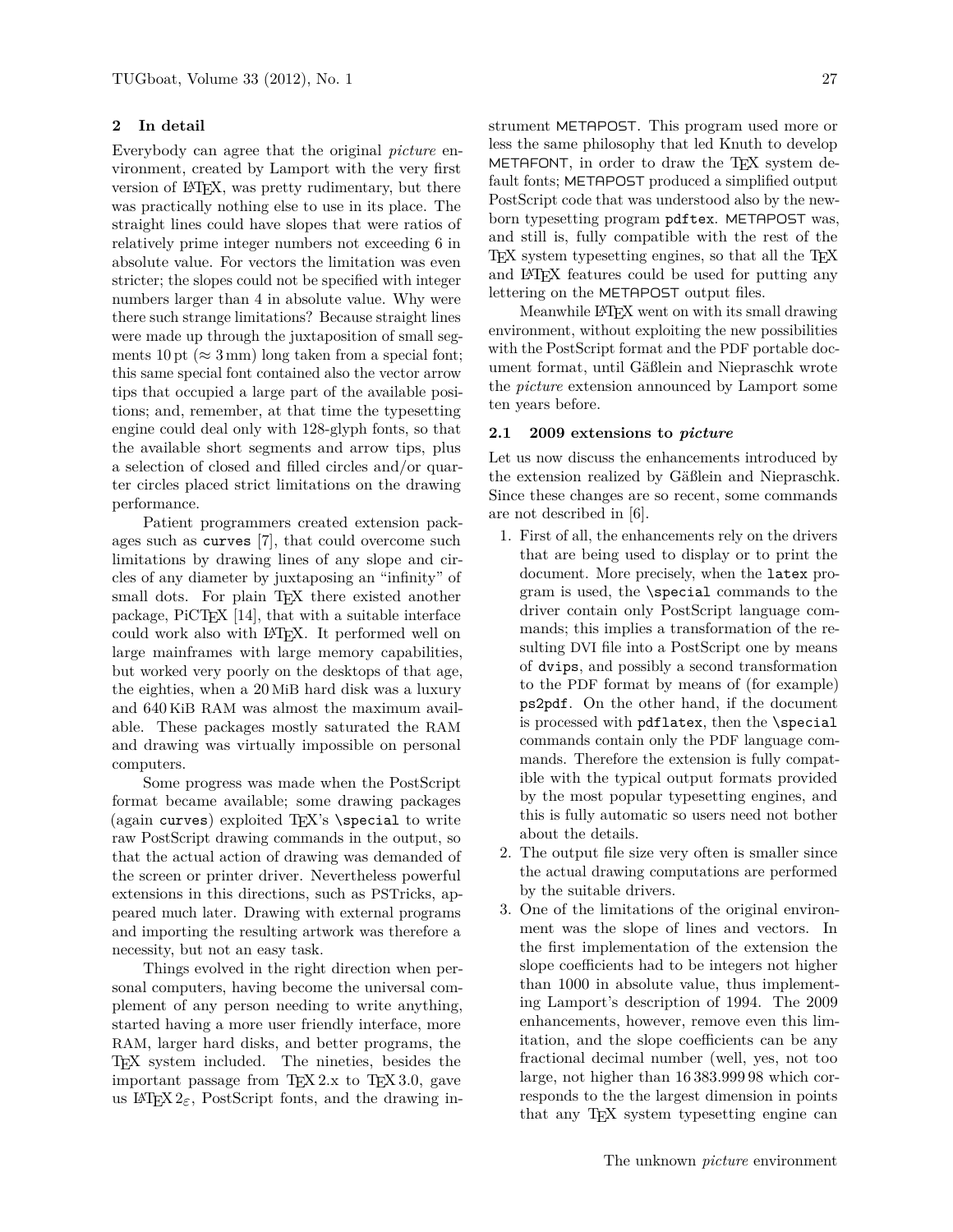## 2 In detail

Everybody can agree that the original *picture* environment, created by Lamport with the very first version of LaTeX, was pretty rudimentary, but there was practically nothing else to use in its place. The straight lines could have slopes that were ratios of relatively prime integer numbers not exceeding 6 in absolute value. For vectors the limitation was even stricter; the slopes could not be specified with integer numbers larger than 4 in absolute value. Why were there such strange limitations? Because straight lines were made up through the juxtaposition of small segments 10 pt ($\approx 3$ mm) long taken from a special font; this same special font contained also the vector arrow tips that occupied a large part of the available positions; and, remember, at that time the typesetting engine could deal only with 128-glyph fonts, so that the available short segments and arrow tips, plus a selection of closed and filled circles and/or quarter circles placed strict limitations on the drawing performance.

Patient programmers created extension packages such as `curves` [7], that could overcome such limitations by drawing lines of any slope and circles of any diameter by juxtaposing an "infinity" of small dots. For plain TeX there existed another package, PiCTeX [14], that with a suitable interface could work also with LaTeX. It performed well on large mainframes with large memory capabilities, but worked very poorly on the desktops of that age, the eighties, when a 20 MiB hard disk was a luxury and 640 KiB RAM was almost the maximum available. These packages mostly saturated the RAM and drawing was virtually impossible on personal computers.

Some progress was made when the PostScript format became available; some drawing packages (again `curves`) exploited TeX's `\special` to write raw PostScript drawing commands in the output, so that the actual action of drawing was demanded of the screen or printer driver. Nevertheless powerful extensions in this directions, such as PSTricks, appeared much later. Drawing with external programs and importing the resulting artwork was therefore a necessity, but not an easy task.

Things evolved in the right direction when personal computers, having become the universal complement of any person needing to write anything, started having a more user friendly interface, more RAM, larger hard disks, and better programs, the TeX system included. The nineties, besides the important passage from TeX 2.x to TeX 3.0, gave us LaTeX $2_\varepsilon$, PostScript fonts, and the drawing instrument METAPOST. This program used more or less the same philosophy that led Knuth to develop METAFONT, in order to draw the TeX system default fonts; METAPOST produced a simplified output PostScript code that was understood also by the newborn typesetting program `pdftex`. METAPOST was, and still is, fully compatible with the rest of the TeX system typesetting engines, so that all the TeX and LaTeX features could be used for putting any lettering on the METAPOST output files.

Meanwhile LaTeX went on with its small drawing environment, without exploiting the new possibilities with the PostScript format and the PDF portable document format, until Gäßlein and Niepraschk wrote the *picture* extension announced by Lamport some ten years before.

### 2.1 2009 extensions to *picture*

Let us now discuss the enhancements introduced by the extension realized by Gäßlein and Niepraschk. Since these changes are so recent, some commands are not described in [6].

1. First of all, the enhancements rely on the drivers that are being used to display or to print the document. More precisely, when the `latex` program is used, the `\special` commands to the driver contain only PostScript language commands; this implies a transformation of the resulting DVI file into a PostScript one by means of `dvips`, and possibly a second transformation to the PDF format by means of (for example) `ps2pdf`. On the other hand, if the document is processed with `pdflatex`, then the `\special` commands contain only the PDF language commands. Therefore the extension is fully compatible with the typical output formats provided by the most popular typesetting engines, and this is fully automatic so users need not bother about the details.
2. The output file size very often is smaller since the actual drawing computations are performed by the suitable drivers.
3. One of the limitations of the original environment was the slope of lines and vectors. In the first implementation of the extension the slope coefficients had to be integers not higher than 1000 in absolute value, thus implementing Lamport's description of 1994. The 2009 enhancements, however, remove even this limitation, and the slope coefficients can be any fractional decimal number (well, yes, not too large, not higher than 16 383.999 98 which corresponds to the the largest dimension in points that any TeX system typesetting engine can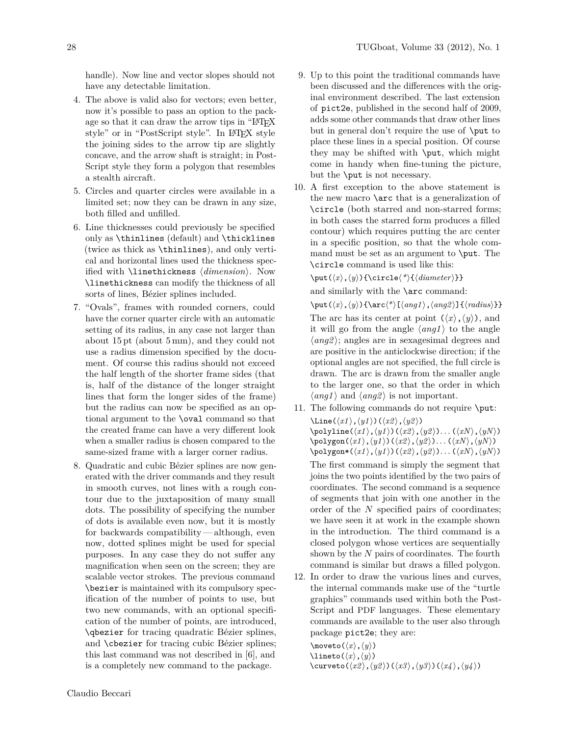handle). Now line and vector slopes should not have any detectable limitation.

4. The above is valid also for vectors; even better, now it's possible to pass an option to the package so that it can draw the arrow tips in "LaTeX style" or in "PostScript style". In LaTeX style the joining sides to the arrow tip are slightly concave, and the arrow shaft is straight; in PostScript style they form a polygon that resembles a stealth aircraft.

5. Circles and quarter circles were available in a limited set; now they can be drawn in any size, both filled and unfilled.

6. Line thicknesses could previously be specified only as `\thinlines` (default) and `\thicklines` (twice as thick as `\thinlines`), and only vertical and horizontal lines used the thickness specified with `\linethickness` ⟨*dimension*⟩. Now `\linethickness` can modify the thickness of all sorts of lines, Bézier splines included.

7. "Ovals", frames with rounded corners, could have the corner quarter circle with an automatic setting of its radius, in any case not larger than about 15 pt (about 5 mm), and they could not use a radius dimension specified by the document. Of course this radius should not exceed the half length of the shorter frame sides (that is, half of the distance of the longer straight lines that form the longer sides of the frame) but the radius can now be specified as an optional argument to the `\oval` command so that the created frame can have a very different look when a smaller radius is chosen compared to the same-sized frame with a larger corner radius.

8. Quadratic and cubic Bézier splines are now generated with the driver commands and they result in smooth curves, not lines with a rough contour due to the juxtaposition of many small dots. The possibility of specifying the number of dots is available even now, but it is mostly for backwards compatibility — although, even now, dotted splines might be used for special purposes. In any case they do not suffer any magnification when seen on the screen; they are scalable vector strokes. The previous command `\bezier` is maintained with its compulsory specification of the number of points to use, but two new commands, with an optional specification of the number of points, are introduced, `\qbezier` for tracing quadratic Bézier splines, and `\cbezier` for tracing cubic Bézier splines; this last command was not described in [6], and is a completely new command to the package.

9. Up to this point the traditional commands have been discussed and the differences with the original environment described. The last extension of `pict2e`, published in the second half of 2009, adds some other commands that draw other lines but in general don't require the use of `\put` to place these lines in a special position. Of course they may be shifted with `\put`, which might come in handy when fine-tuning the picture, but the `\put` is not necessary.

10. A first exception to the above statement is the new macro `\arc` that is a generalization of `\circle` (both starred and non-starred forms; in both cases the starred form produces a filled contour) which requires putting the arc center in a specific position, so that the whole command must be set as an argument to `\put`. The `\circle` command is used like this:

    `\put(`⟨*x*⟩`,`⟨*y*⟩`){\circle`⟨*\**⟩`{`⟨*diameter*⟩`}}`

    and similarly with the `\arc` command:

    `\put(`⟨*x*⟩`,`⟨*y*⟩`){\arc`⟨*\**⟩`[`⟨*ang1*⟩`,`⟨*ang2*⟩`]{`⟨*radius*⟩`}}`

    The arc has its center at point (⟨*x*⟩,⟨*y*⟩), and it will go from the angle ⟨*ang1*⟩ to the angle ⟨*ang2*⟩; angles are in sexagesimal degrees and are positive in the anticlockwise direction; if the optional angles are not specified, the full circle is drawn. The arc is drawn from the smaller angle to the larger one, so that the order in which ⟨*ang1*⟩ and ⟨*ang2*⟩ is not important.

11. The following commands do not require `\put`:

    `\Line(`⟨*x1*⟩`,`⟨*y1*⟩`)(`⟨*x2*⟩`,`⟨*y2*⟩`)`
    `\polyline(`⟨*x1*⟩`,`⟨*y1*⟩`)(`⟨*x2*⟩`,`⟨*y2*⟩`)...(`⟨*xN*⟩`,`⟨*yN*⟩`)`
    `\polygon(`⟨*x1*⟩`,`⟨*y1*⟩`)(`⟨*x2*⟩`,`⟨*y2*⟩`)...(`⟨*xN*⟩`,`⟨*yN*⟩`)`
    `\polygon*(`⟨*x1*⟩`,`⟨*y1*⟩`)(`⟨*x2*⟩`,`⟨*y2*⟩`)...(`⟨*xN*⟩`,`⟨*yN*⟩`)`

    The first command is simply the segment that joins the two points identified by the two pairs of coordinates. The second command is a sequence of segments that join with one another in the order of the $N$ specified pairs of coordinates; we have seen it at work in the example shown in the introduction. The third command is a closed polygon whose vertices are sequentially shown by the $N$ pairs of coordinates. The fourth command is similar but draws a filled polygon.

12. In order to draw the various lines and curves, the internal commands make use of the "turtle graphics" commands used within both the PostScript and PDF languages. These elementary commands are available to the user also through package `pict2e`; they are:

    `\moveto(`⟨*x*⟩`,`⟨*y*⟩`)`
    `\lineto(`⟨*x*⟩`,`⟨*y*⟩`)`
    `\curveto(`⟨*x2*⟩`,`⟨*y2*⟩`)(`⟨*x3*⟩`,`⟨*y3*⟩`)(`⟨*x4*⟩`,`⟨*y4*⟩`)`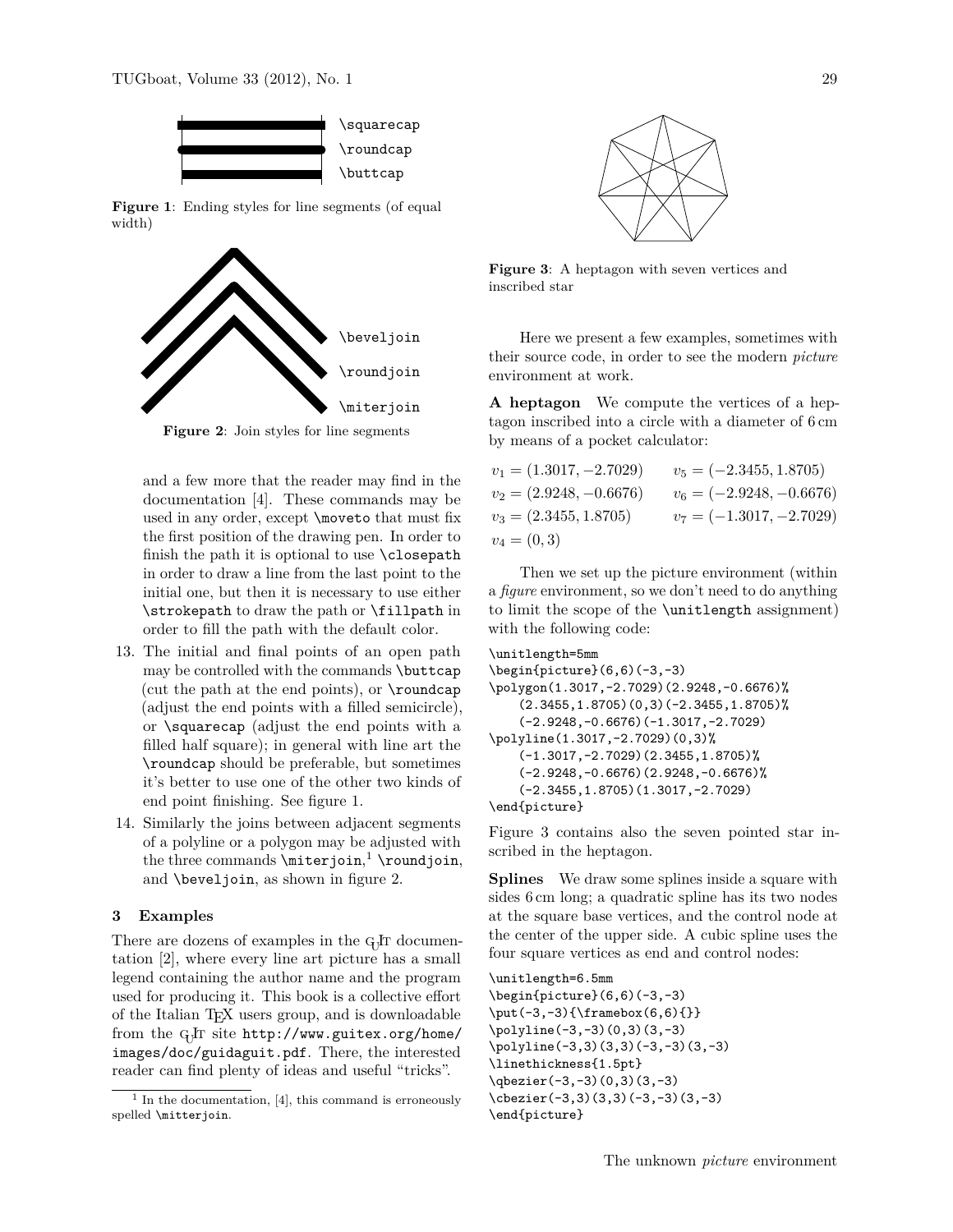\squarecap

\roundcap

\buttcap

**Figure 1**: Ending styles for line segments (of equal width)

\beveljoin

\roundjoin

\miterjoin

**Figure 2**: Join styles for line segments

and a few more that the reader may find in the documentation [4]. These commands may be used in any order, except `\moveto` that must fix the first position of the drawing pen. In order to finish the path it is optional to use `\closepath` in order to draw a line from the last point to the initial one, but then it is necessary to use either `\strokepath` to draw the path or `\fillpath` in order to fill the path with the default color.

13. The initial and final points of an open path may be controlled with the commands `\buttcap` (cut the path at the end points), or `\roundcap` (adjust the end points with a filled semicircle), or `\squarecap` (adjust the end points with a filled half square); in general with line art the `\roundcap` should be preferable, but sometimes it's better to use one of the other two kinds of end point finishing. See figure 1.
14. Similarly the joins between adjacent segments of a polyline or a polygon may be adjusted with the three commands `\miterjoin`,[1] `\roundjoin`, and `\beveljoin`, as shown in figure 2.

### 3 Examples

There are dozens of examples in the GuIT documentation [2], where every line art picture has a small legend containing the author name and the program used for producing it. This book is a collective effort of the Italian TeX users group, and is downloadable from the GuIT site http://www.guitex.org/home/images/doc/guidaguit.pdf. There, the interested reader can find plenty of ideas and useful "tricks".

[1] In the documentation, [4], this command is erroneously spelled `\mitterjoin`.

**Figure 3**: A heptagon with seven vertices and inscribed star

Here we present a few examples, sometimes with their source code, in order to see the modern *picture* environment at work.

**A heptagon** We compute the vertices of a heptagon inscribed into a circle with a diameter of 6 cm by means of a pocket calculator:

$v_1 = (1.3017, -2.7029)$ $\quad$ $v_5 = (-2.3455, 1.8705)$

$v_2 = (2.9248, -0.6676)$ $\quad$ $v_6 = (-2.9248, -0.6676)$

$v_3 = (2.3455, 1.8705)$ $\quad$ $v_7 = (-1.3017, -2.7029)$

$v_4 = (0, 3)$

Then we set up the picture environment (within a *figure* environment, so we don't need to do anything to limit the scope of the `\unitlength` assignment) with the following code:

```
\unitlength=5mm
\begin{picture}(6,6)(-3,-3)
\polygon(1.3017,-2.7029)(2.9248,-0.6676)%
    (2.3455,1.8705)(0,3)(-2.3455,1.8705)%
    (-2.9248,-0.6676)(-1.3017,-2.7029)
\polyline(1.3017,-2.7029)(0,3)%
    (-1.3017,-2.7029)(2.3455,1.8705)%
    (-2.9248,-0.6676)(2.9248,-0.6676)%
    (-2.3455,1.8705)(1.3017,-2.7029)
\end{picture}
```

Figure 3 contains also the seven pointed star inscribed in the heptagon.

**Splines** We draw some splines inside a square with sides 6 cm long; a quadratic spline has its two nodes at the square base vertices, and the control node at the center of the upper side. A cubic spline uses the four square vertices as end and control nodes:

```
\unitlength=6.5mm
\begin{picture}(6,6)(-3,-3)
\put(-3,-3){\framebox(6,6){}}
\polyline(-3,-3)(0,3)(3,-3)
\polyline(-3,3)(3,3)(-3,-3)(3,-3)
\linethickness{1.5pt}
\qbezier(-3,-3)(0,3)(3,-3)
\cbezier(-3,3)(3,3)(-3,-3)(3,-3)
\end{picture}
```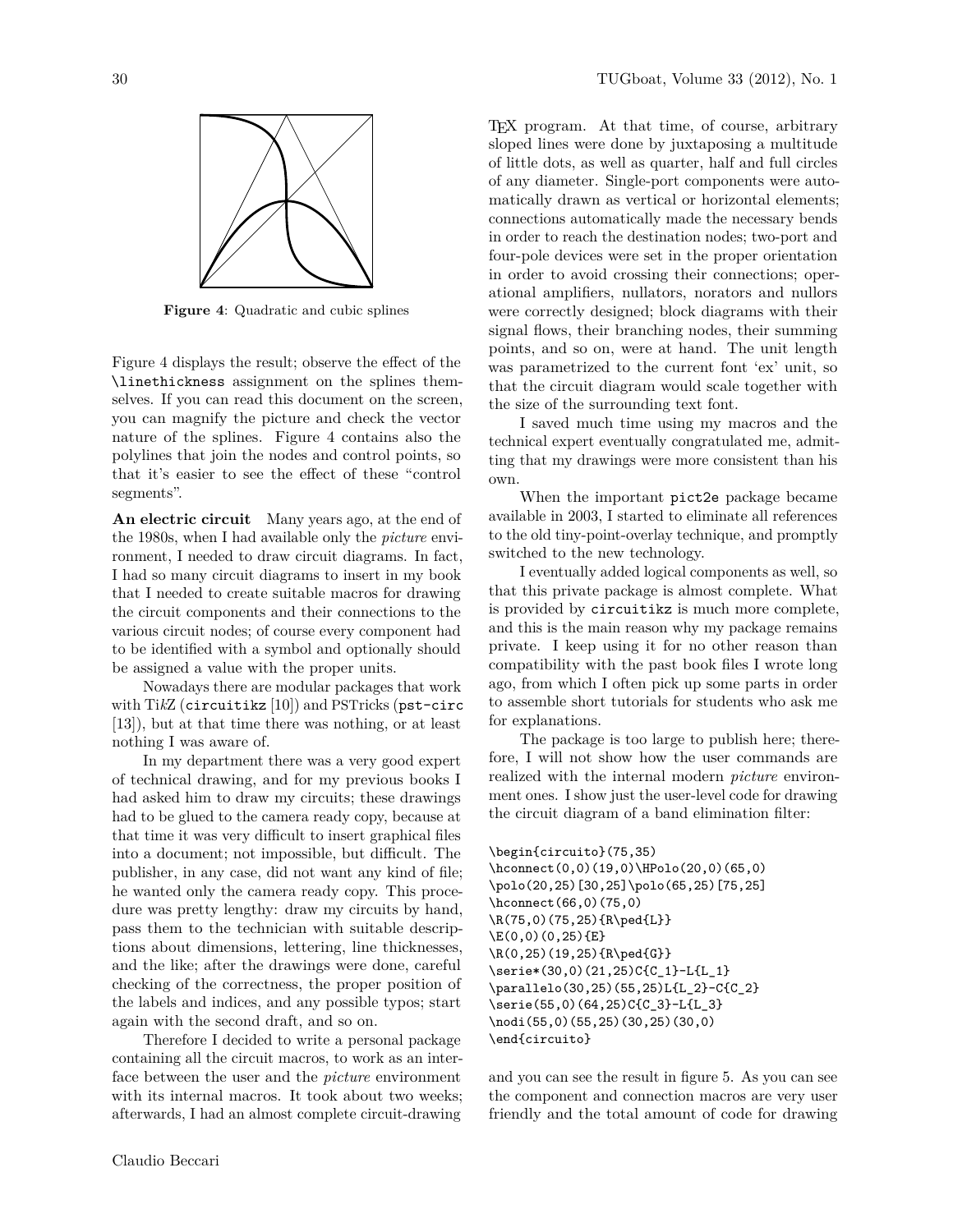**Figure 4**: Quadratic and cubic splines

Figure 4 displays the result; observe the effect of the \linethickness assignment on the splines themselves. If you can read this document on the screen, you can magnify the picture and check the vector nature of the splines. Figure 4 contains also the polylines that join the nodes and control points, so that it's easier to see the effect of these "control segments".

**An electric circuit** Many years ago, at the end of the 1980s, when I had available only the *picture* environment, I needed to draw circuit diagrams. In fact, I had so many circuit diagrams to insert in my book that I needed to create suitable macros for drawing the circuit components and their connections to the various circuit nodes; of course every component had to be identified with a symbol and optionally should be assigned a value with the proper units.

Nowadays there are modular packages that work with Ti*k*Z (circuitikz [10]) and PSTricks (pst-circ [13]), but at that time there was nothing, or at least nothing I was aware of.

In my department there was a very good expert of technical drawing, and for my previous books I had asked him to draw my circuits; these drawings had to be glued to the camera ready copy, because at that time it was very difficult to insert graphical files into a document; not impossible, but difficult. The publisher, in any case, did not want any kind of file; he wanted only the camera ready copy. This procedure was pretty lengthy: draw my circuits by hand, pass them to the technician with suitable descriptions about dimensions, lettering, line thicknesses, and the like; after the drawings were done, careful checking of the correctness, the proper position of the labels and indices, and any possible typos; start again with the second draft, and so on.

Therefore I decided to write a personal package containing all the circuit macros, to work as an interface between the user and the *picture* environment with its internal macros. It took about two weeks; afterwards, I had an almost complete circuit-drawing TEX program. At that time, of course, arbitrary sloped lines were done by juxtaposing a multitude of little dots, as well as quarter, half and full circles of any diameter. Single-port components were automatically drawn as vertical or horizontal elements; connections automatically made the necessary bends in order to reach the destination nodes; two-port and four-pole devices were set in the proper orientation in order to avoid crossing their connections; operational amplifiers, nullators, norators and nullors were correctly designed; block diagrams with their signal flows, their branching nodes, their summing points, and so on, were at hand. The unit length was parametrized to the current font 'ex' unit, so that the circuit diagram would scale together with the size of the surrounding text font.

I saved much time using my macros and the technical expert eventually congratulated me, admitting that my drawings were more consistent than his own.

When the important pict2e package became available in 2003, I started to eliminate all references to the old tiny-point-overlay technique, and promptly switched to the new technology.

I eventually added logical components as well, so that this private package is almost complete. What is provided by circuitikz is much more complete, and this is the main reason why my package remains private. I keep using it for no other reason than compatibility with the past book files I wrote long ago, from which I often pick up some parts in order to assemble short tutorials for students who ask me for explanations.

The package is too large to publish here; therefore, I will not show how the user commands are realized with the internal modern *picture* environment ones. I show just the user-level code for drawing the circuit diagram of a band elimination filter:

```
\begin{circuito}(75,35)
\hconnect(0,0)(19,0)\HPolo(20,0)(65,0)
\polo(20,25)[30,25]\polo(65,25)[75,25]
\hconnect(66,0)(75,0)
\R(75,0)(75,25){R\ped{L}}
\E(0,0)(0,25){E}
\R(0,25)(19,25){R\ped{G}}
\serie*(30,0)(21,25)C{C_1}-L{L_1}
\parallelo(30,25)(55,25)L{L_2}-C{C_2}
\serie(55,0)(64,25)C{C_3}-L{L_3}
\nodi(55,0)(55,25)(30,25)(30,0)
\end{circuito}
```

and you can see the result in figure 5. As you can see the component and connection macros are very user friendly and the total amount of code for drawing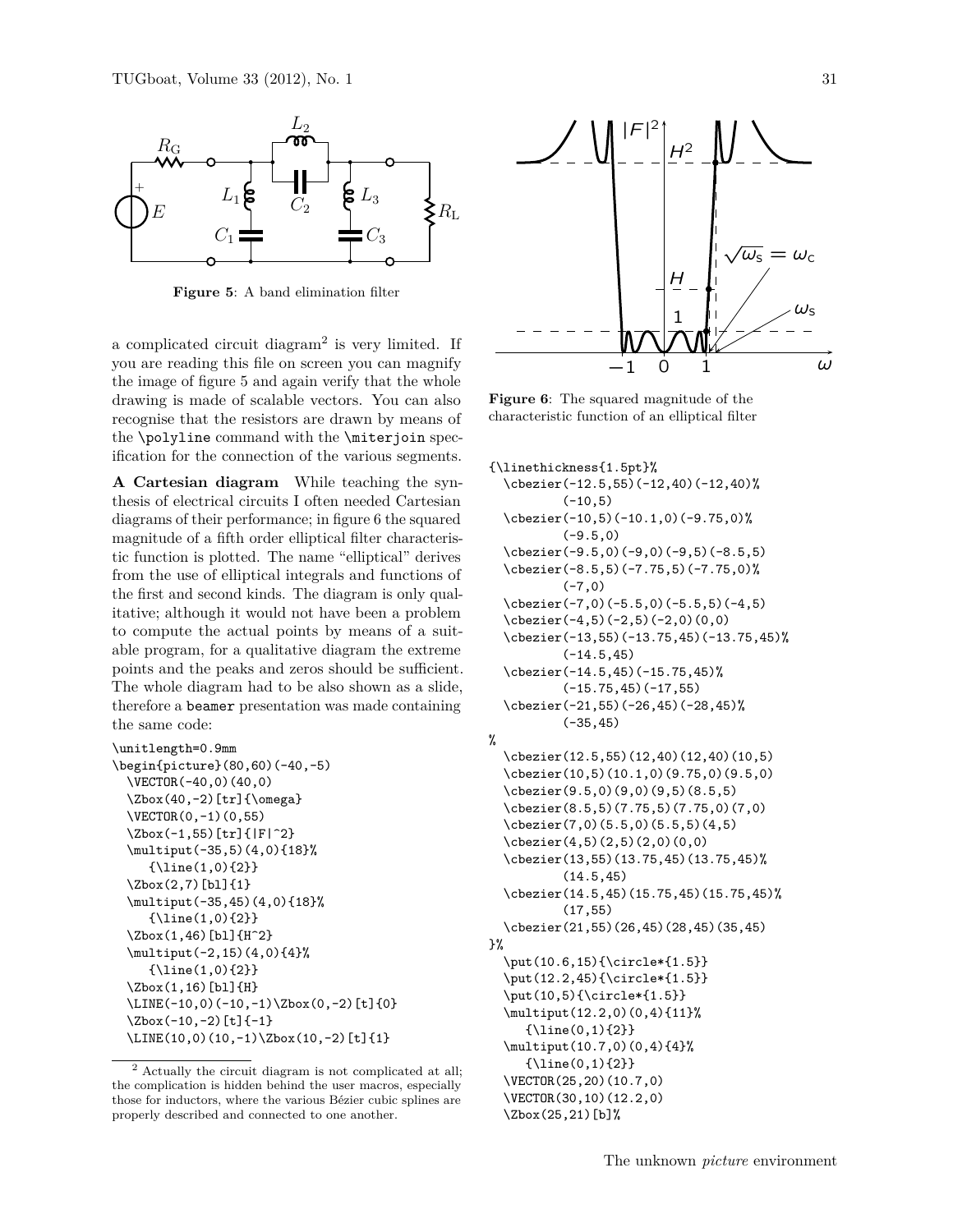**Figure 5**: A band elimination filter

a complicated circuit diagram[2] is very limited. If you are reading this file on screen you can magnify the image of figure 5 and again verify that the whole drawing is made of scalable vectors. You can also recognise that the resistors are drawn by means of the \polyline command with the \miterjoin specification for the connection of the various segments.

**A Cartesian diagram** While teaching the synthesis of electrical circuits I often needed Cartesian diagrams of their performance; in figure 6 the squared magnitude of a fifth order elliptical filter characteristic function is plotted. The name "elliptical" derives from the use of elliptical integrals and functions of the first and second kinds. The diagram is only qualitative; although it would not have been a problem to compute the actual points by means of a suitable program, for a qualitative diagram the extreme points and the peaks and zeros should be sufficient. The whole diagram had to be also shown as a slide, therefore a beamer presentation was made containing the same code:

```
\unitlength=0.9mm
\begin{picture}(80,60)(-40,-5)
  \VECTOR(-40,0)(40,0)
  \Zbox(40,-2)[tr]{\omega}
  \VECTOR(0,-1)(0,55)
  \Zbox(-1,55)[tr]{|F|^2}
  \multiput(-35,5)(4,0){18}%
     {\line(1,0){2}}
  \Zbox(2,7)[bl]{1}
  \multiput(-35,45)(4,0){18}%
     {\line(1,0){2}}
  \Zbox(1,46)[bl]{H^2}
  \multiput(-2,15)(4,0){4}%
     {\line(1,0){2}}
  \Zbox(1,16)[bl]{H}
  \LINE(-10,0)(-10,-1)\Zbox(0,-2)[t]{0}
  \Zbox(-10,-2)[t]{-1}
  \LINE(10,0)(10,-1)\Zbox(10,-2)[t]{1}
```

[2] Actually the circuit diagram is not complicated at all; the complication is hidden behind the user macros, especially those for inductors, where the various Bézier cubic splines are properly described and connected to one another.

**Figure 6**: The squared magnitude of the characteristic function of an elliptical filter

```
{\linethickness{1.5pt}%
  \cbezier(-12.5,55)(-12,40)(-12,40)%
          (-10,5)
  \cbezier(-10,5)(-10.1,0)(-9.75,0)%
          (-9.5,0)
  \cbezier(-9.5,0)(-9,0)(-9,5)(-8.5,5)
  \cbezier(-8.5,5)(-7.75,5)(-7.75,0)%
          (-7,0)
  \cbezier(-7,0)(-5.5,0)(-5.5,5)(-4,5)
  \cbezier(-4,5)(-2,5)(-2,0)(0,0)
  \cbezier(-13,55)(-13.75,45)(-13.75,45)%
          (-14.5,45)
  \cbezier(-14.5,45)(-15.75,45)%
          (-15.75,45)(-17,55)
  \cbezier(-21,55)(-26,45)(-28,45)%
          (-35,45)
%
  \cbezier(12.5,55)(12,40)(12,40)(10,5)
  \cbezier(10,5)(10.1,0)(9.75,0)(9.5,0)
  \cbezier(9.5,0)(9,0)(9,5)(8.5,5)
  \cbezier(8.5,5)(7.75,5)(7.75,0)(7,0)
  \cbezier(7,0)(5.5,0)(5.5,5)(4,5)
  \cbezier(4,5)(2,5)(2,0)(0,0)
  \cbezier(13,55)(13.75,45)(13.75,45)%
          (14.5,45)
  \cbezier(14.5,45)(15.75,45)(15.75,45)%
          (17,55)
  \cbezier(21,55)(26,45)(28,45)(35,45)
}%
  \put(10.6,15){\circle*{1.5}}
  \put(12.2,45){\circle*{1.5}}
  \put(10,5){\circle*{1.5}}
  \multiput(12.2,0)(0,4){11}%
     {\line(0,1){2}}
  \multiput(10.7,0)(0,4){4}%
     {\line(0,1){2}}
  \VECTOR(25,20)(10.7,0)
  \VECTOR(30,10)(12.2,0)
  \Zbox(25,21)[b]%
```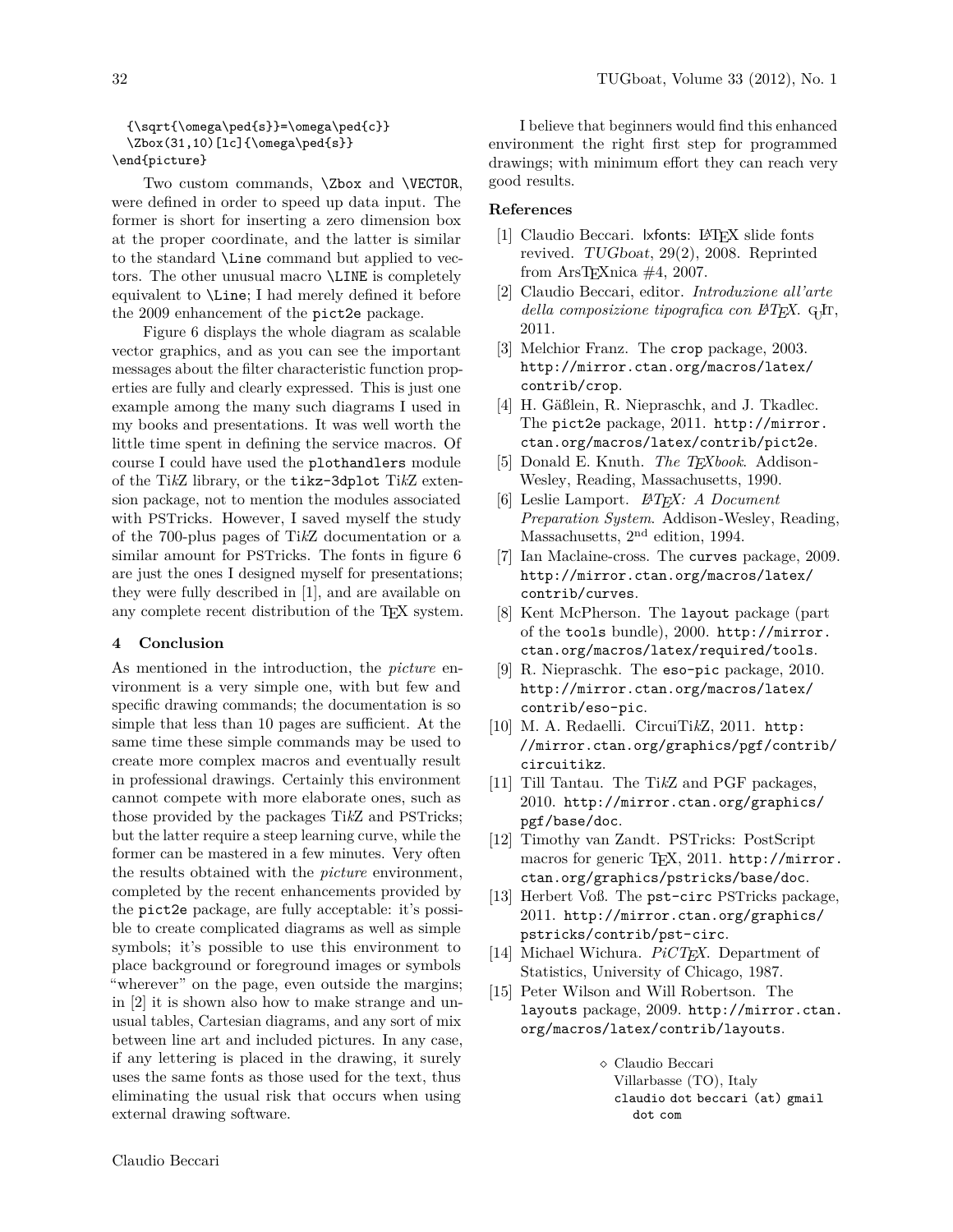```
  {\sqrt{\omega\ped{s}}=\omega\ped{c}}
  \Zbox(31,10)[lc]{\omega\ped{s}}
\end{picture}
```

Two custom commands, `\Zbox` and `\VECTOR`, were defined in order to speed up data input. The former is short for inserting a zero dimension box at the proper coordinate, and the latter is similar to the standard `\Line` command but applied to vectors. The other unusual macro `\LINE` is completely equivalent to `\Line`; I had merely defined it before the 2009 enhancement of the `pict2e` package.

Figure 6 displays the whole diagram as scalable vector graphics, and as you can see the important messages about the filter characteristic function properties are fully and clearly expressed. This is just one example among the many such diagrams I used in my books and presentations. It was well worth the little time spent in defining the service macros. Of course I could have used the `plothandlers` module of the Ti*k*Z library, or the `tikz-3dplot` Ti*k*Z extension package, not to mention the modules associated with PSTricks. However, I saved myself the study of the 700-plus pages of Ti*k*Z documentation or a similar amount for PSTricks. The fonts in figure 6 are just the ones I designed myself for presentations; they were fully described in [1], and are available on any complete recent distribution of the TEX system.

## 4 Conclusion

As mentioned in the introduction, the *picture* environment is a very simple one, with but few and specific drawing commands; the documentation is so simple that less than 10 pages are sufficient. At the same time these simple commands may be used to create more complex macros and eventually result in professional drawings. Certainly this environment cannot compete with more elaborate ones, such as those provided by the packages Ti*k*Z and PSTricks; but the latter require a steep learning curve, while the former can be mastered in a few minutes. Very often the results obtained with the *picture* environment, completed by the recent enhancements provided by the `pict2e` package, are fully acceptable: it's possible to create complicated diagrams as well as simple symbols; it's possible to use this environment to place background or foreground images or symbols "wherever" on the page, even outside the margins; in [2] it is shown also how to make strange and unusual tables, Cartesian diagrams, and any sort of mix between line art and included pictures. In any case, if any lettering is placed in the drawing, it surely uses the same fonts as those used for the text, thus eliminating the usual risk that occurs when using external drawing software.

I believe that beginners would find this enhanced environment the right first step for programmed drawings; with minimum effort they can reach very good results.

### References

[1] Claudio Beccari. lxfonts: LATEX slide fonts revived. *TUGboat*, 29(2), 2008. Reprinted from ArsTEXnica #4, 2007.

[2] Claudio Beccari, editor. *Introduzione all'arte della composizione tipografica con LATEX*. GuIT, 2011.

[3] Melchior Franz. The `crop` package, 2003. `http://mirror.ctan.org/macros/latex/contrib/crop`.

[4] H. Gäßlein, R. Niepraschk, and J. Tkadlec. The `pict2e` package, 2011. `http://mirror.ctan.org/macros/latex/contrib/pict2e`.

[5] Donald E. Knuth. *The TEXbook*. Addison-Wesley, Reading, Massachusetts, 1990.

[6] Leslie Lamport. *LATEX: A Document Preparation System*. Addison-Wesley, Reading, Massachusetts, 2nd edition, 1994.

[7] Ian Maclaine-cross. The `curves` package, 2009. `http://mirror.ctan.org/macros/latex/contrib/curves`.

[8] Kent McPherson. The `layout` package (part of the `tools` bundle), 2000. `http://mirror.ctan.org/macros/latex/required/tools`.

[9] R. Niepraschk. The `eso-pic` package, 2010. `http://mirror.ctan.org/macros/latex/contrib/eso-pic`.

[10] M. A. Redaelli. CircuiTi*k*Z, 2011. `http://mirror.ctan.org/graphics/pgf/contrib/circuitikz`.

[11] Till Tantau. The Ti*k*Z and PGF packages, 2010. `http://mirror.ctan.org/graphics/pgf/base/doc`.

[12] Timothy van Zandt. PSTricks: PostScript macros for generic TEX, 2011. `http://mirror.ctan.org/graphics/pstricks/base/doc`.

[13] Herbert Voß. The `pst-circ` PSTricks package, 2011. `http://mirror.ctan.org/graphics/pstricks/contrib/pst-circ`.

[14] Michael Wichura. *PiCTEX*. Department of Statistics, University of Chicago, 1987.

[15] Peter Wilson and Will Robertson. The `layouts` package, 2009. `http://mirror.ctan.org/macros/latex/contrib/layouts`.

◇ Claudio Beccari
Villarbasse (TO), Italy
`claudio dot beccari (at) gmail dot com`